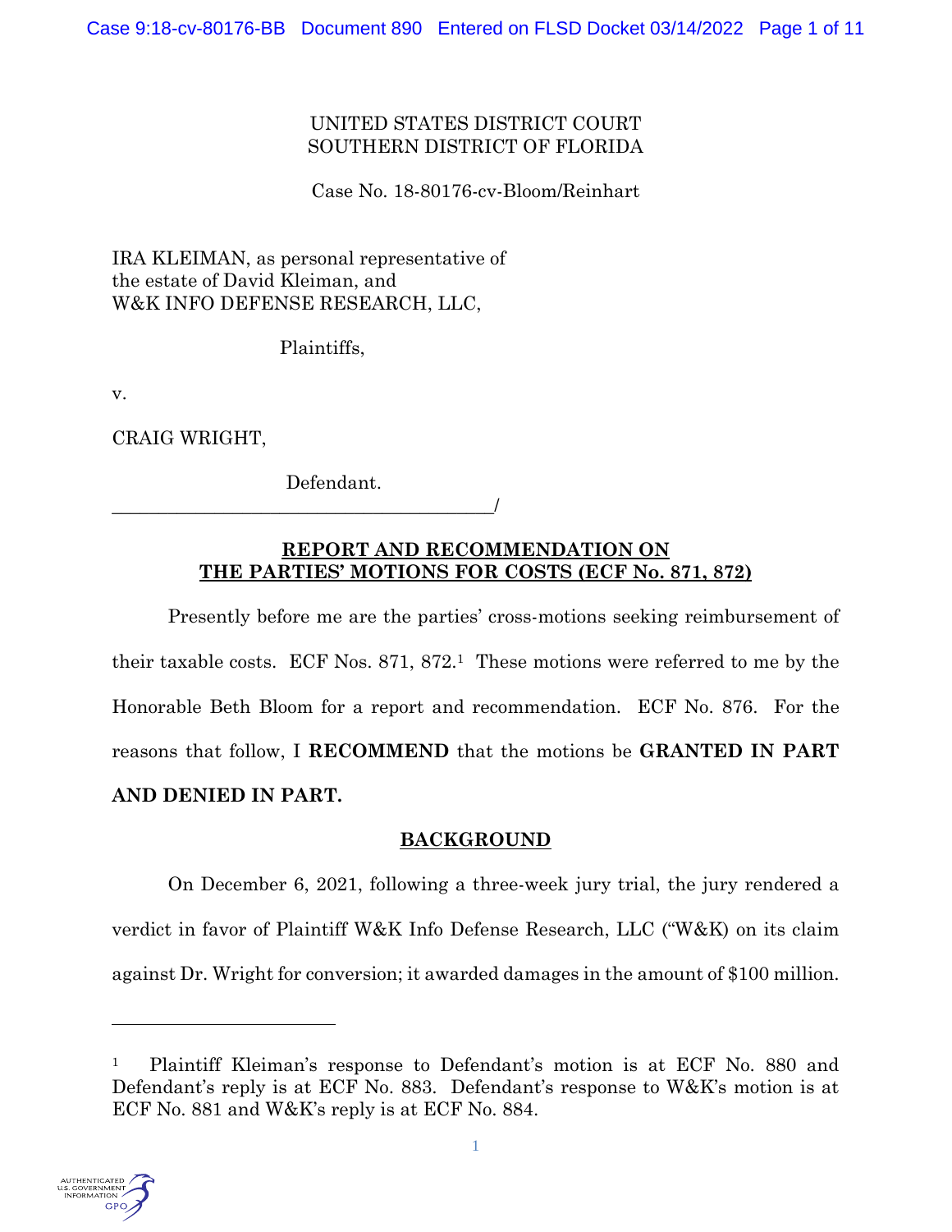UNITED STATES DISTRICT COURT
SOUTHERN DISTRICT OF FLORIDA

Case No. 18-80176-cv-Bloom/Reinhart

IRA KLEIMAN, as personal representative of
the estate of David Kleiman, and
W&K INFO DEFENSE RESEARCH, LLC,

Plaintiffs,

v.

CRAIG WRIGHT,

Defendant.
_________________________________________/

**REPORT AND RECOMMENDATION ON THE PARTIES' MOTIONS FOR COSTS (ECF No. 871, 872)**

Presently before me are the parties' cross-motions seeking reimbursement of their taxable costs. ECF Nos. 871, 872.[1] These motions were referred to me by the Honorable Beth Bloom for a report and recommendation. ECF No. 876. For the reasons that follow, I **RECOMMEND** that the motions be **GRANTED IN PART AND DENIED IN PART.**

**BACKGROUND**

On December 6, 2021, following a three-week jury trial, the jury rendered a verdict in favor of Plaintiff W&K Info Defense Research, LLC ("W&K) on its claim against Dr. Wright for conversion; it awarded damages in the amount of $100 million.

---

[1] Plaintiff Kleiman's response to Defendant's motion is at ECF No. 880 and Defendant's reply is at ECF No. 883. Defendant's response to W&K's motion is at ECF No. 881 and W&K's reply is at ECF No. 884.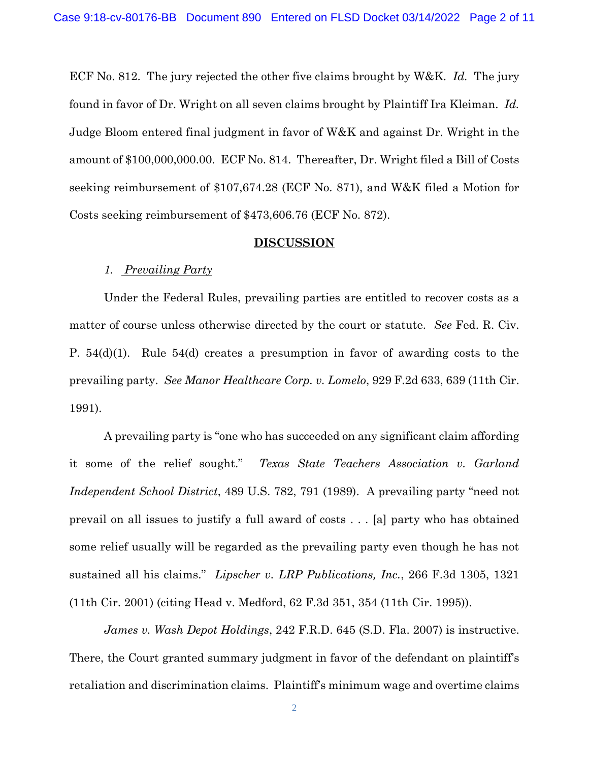ECF No. 812. The jury rejected the other five claims brought by W&K. *Id.* The jury found in favor of Dr. Wright on all seven claims brought by Plaintiff Ira Kleiman. *Id.* Judge Bloom entered final judgment in favor of W&K and against Dr. Wright in the amount of $100,000,000.00. ECF No. 814. Thereafter, Dr. Wright filed a Bill of Costs seeking reimbursement of $107,674.28 (ECF No. 871), and W&K filed a Motion for Costs seeking reimbursement of $473,606.76 (ECF No. 872).

## DISCUSSION

### *1. Prevailing Party*

Under the Federal Rules, prevailing parties are entitled to recover costs as a matter of course unless otherwise directed by the court or statute. *See* Fed. R. Civ. P. 54(d)(1). Rule 54(d) creates a presumption in favor of awarding costs to the prevailing party. *See Manor Healthcare Corp. v. Lomelo*, 929 F.2d 633, 639 (11th Cir. 1991).

A prevailing party is "one who has succeeded on any significant claim affording it some of the relief sought." *Texas State Teachers Association v. Garland Independent School District*, 489 U.S. 782, 791 (1989). A prevailing party "need not prevail on all issues to justify a full award of costs . . . [a] party who has obtained some relief usually will be regarded as the prevailing party even though he has not sustained all his claims." *Lipscher v. LRP Publications, Inc.*, 266 F.3d 1305, 1321 (11th Cir. 2001) (citing Head v. Medford, 62 F.3d 351, 354 (11th Cir. 1995)).

*James v. Wash Depot Holdings*, 242 F.R.D. 645 (S.D. Fla. 2007) is instructive. There, the Court granted summary judgment in favor of the defendant on plaintiff's retaliation and discrimination claims. Plaintiff's minimum wage and overtime claims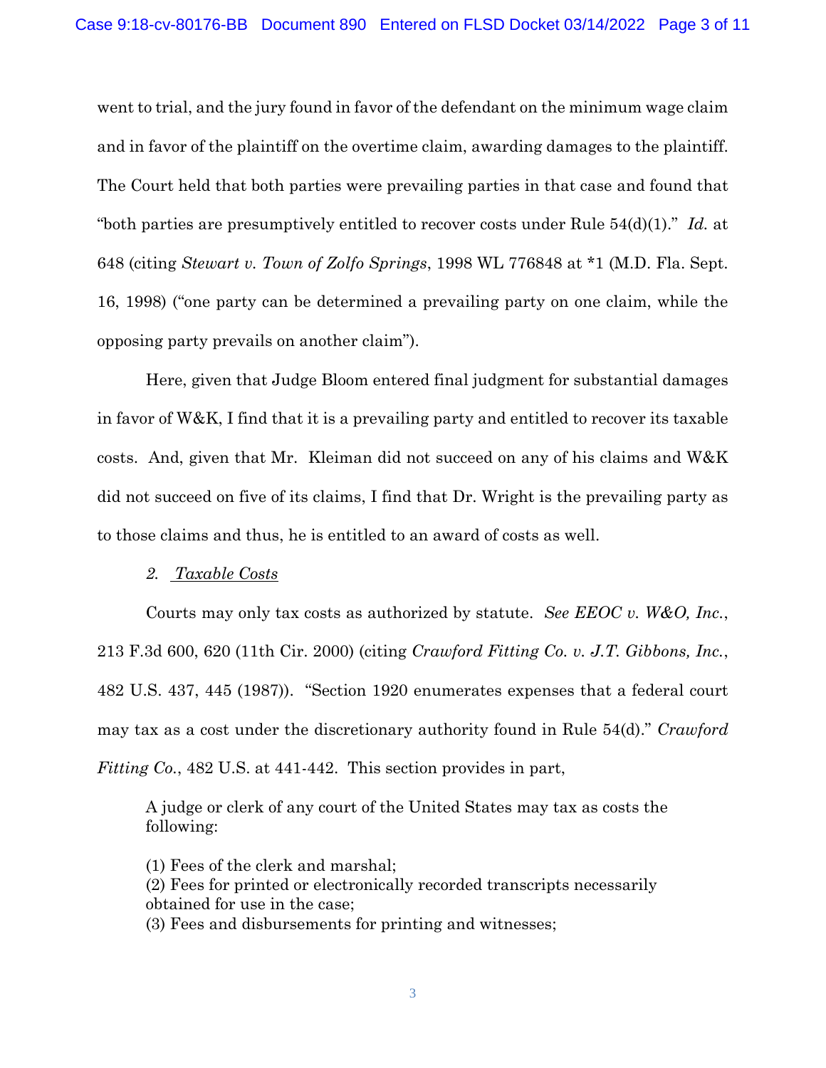went to trial, and the jury found in favor of the defendant on the minimum wage claim and in favor of the plaintiff on the overtime claim, awarding damages to the plaintiff. The Court held that both parties were prevailing parties in that case and found that "both parties are presumptively entitled to recover costs under Rule 54(d)(1)." *Id.* at 648 (citing *Stewart v. Town of Zolfo Springs*, 1998 WL 776848 at *1 (M.D. Fla. Sept. 16, 1998) ("one party can be determined a prevailing party on one claim, while the opposing party prevails on another claim").

Here, given that Judge Bloom entered final judgment for substantial damages in favor of W&K, I find that it is a prevailing party and entitled to recover its taxable costs. And, given that Mr. Kleiman did not succeed on any of his claims and W&K did not succeed on five of its claims, I find that Dr. Wright is the prevailing party as to those claims and thus, he is entitled to an award of costs as well.

*2. Taxable Costs*

Courts may only tax costs as authorized by statute. *See EEOC v. W&O, Inc.*, 213 F.3d 600, 620 (11th Cir. 2000) (citing *Crawford Fitting Co. v. J.T. Gibbons, Inc.*, 482 U.S. 437, 445 (1987)). "Section 1920 enumerates expenses that a federal court may tax as a cost under the discretionary authority found in Rule 54(d)." *Crawford Fitting Co.*, 482 U.S. at 441-442. This section provides in part,

> A judge or clerk of any court of the United States may tax as costs the following:
>
> (1) Fees of the clerk and marshal;
> (2) Fees for printed or electronically recorded transcripts necessarily obtained for use in the case;
> (3) Fees and disbursements for printing and witnesses;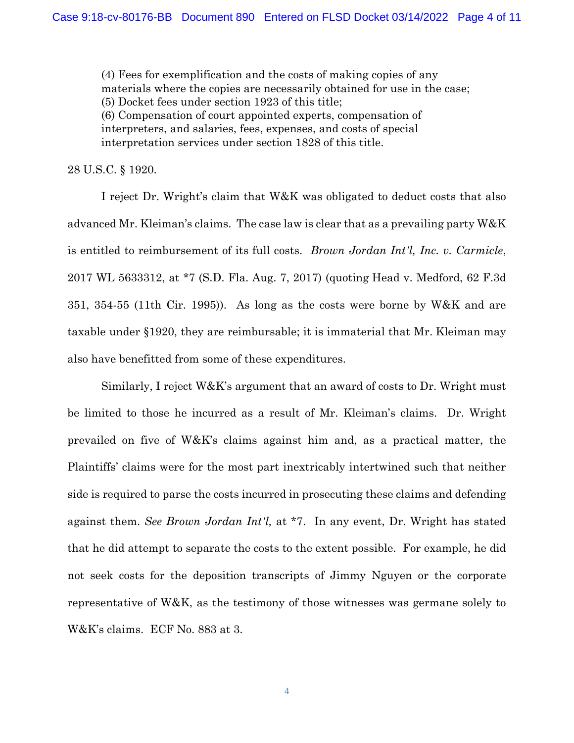> (4) Fees for exemplification and the costs of making copies of any materials where the copies are necessarily obtained for use in the case;
> (5) Docket fees under section 1923 of this title;
> (6) Compensation of court appointed experts, compensation of interpreters, and salaries, fees, expenses, and costs of special interpretation services under section 1828 of this title.

28 U.S.C. § 1920.

I reject Dr. Wright's claim that W&K was obligated to deduct costs that also advanced Mr. Kleiman's claims. The case law is clear that as a prevailing party W&K is entitled to reimbursement of its full costs. *Brown Jordan Int'l, Inc. v. Carmicle*, 2017 WL 5633312, at *7 (S.D. Fla. Aug. 7, 2017) (quoting Head v. Medford, 62 F.3d 351, 354-55 (11th Cir. 1995)). As long as the costs were borne by W&K and are taxable under §1920, they are reimbursable; it is immaterial that Mr. Kleiman may also have benefitted from some of these expenditures.

Similarly, I reject W&K's argument that an award of costs to Dr. Wright must be limited to those he incurred as a result of Mr. Kleiman's claims. Dr. Wright prevailed on five of W&K's claims against him and, as a practical matter, the Plaintiffs' claims were for the most part inextricably intertwined such that neither side is required to parse the costs incurred in prosecuting these claims and defending against them. *See Brown Jordan Int'l,* at *7. In any event, Dr. Wright has stated that he did attempt to separate the costs to the extent possible. For example, he did not seek costs for the deposition transcripts of Jimmy Nguyen or the corporate representative of W&K, as the testimony of those witnesses was germane solely to W&K's claims. ECF No. 883 at 3.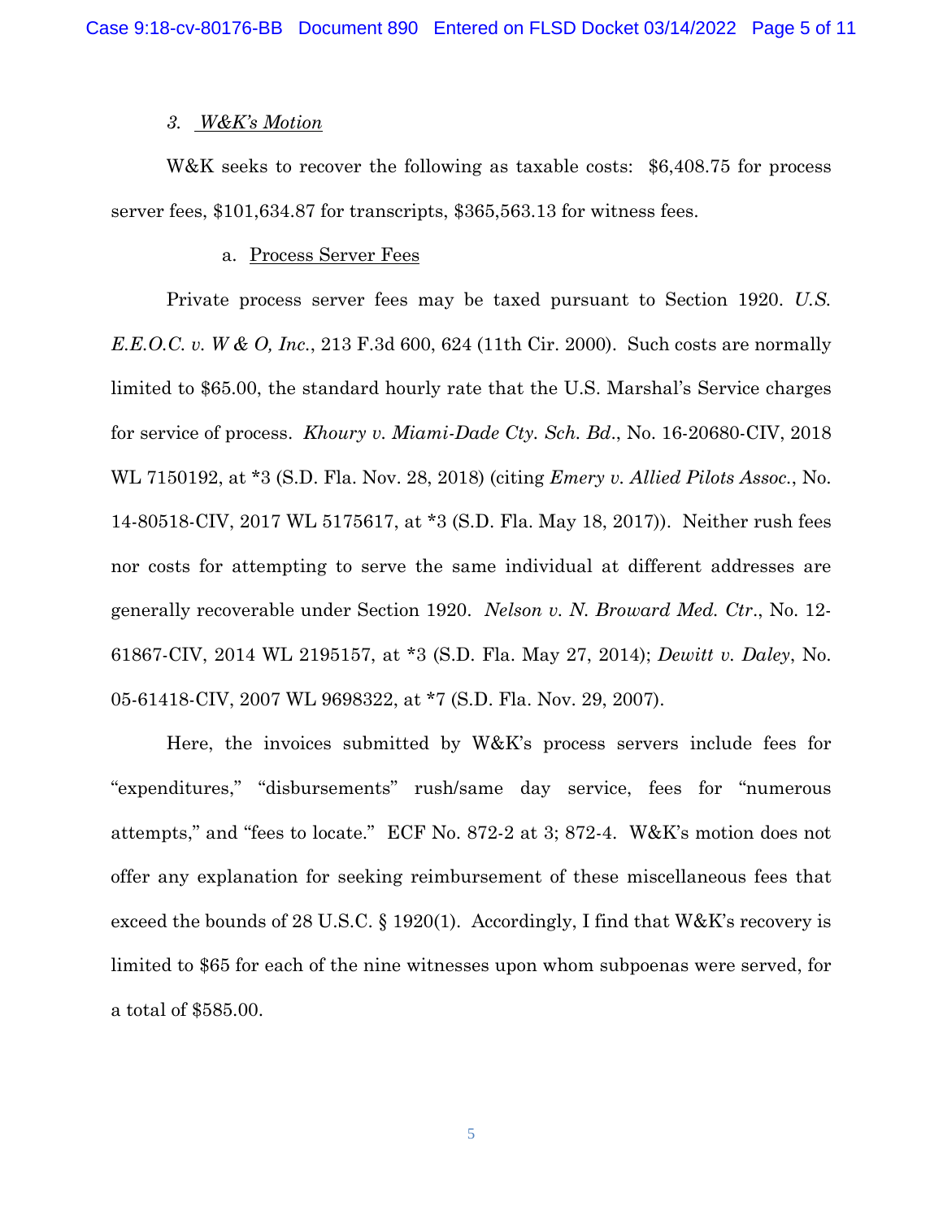### 3. *W&K's Motion*

W&K seeks to recover the following as taxable costs: $6,408.75 for process server fees, $101,634.87 for transcripts, $365,563.13 for witness fees.

#### a. Process Server Fees

Private process server fees may be taxed pursuant to Section 1920. *U.S. E.E.O.C. v. W & O, Inc.*, 213 F.3d 600, 624 (11th Cir. 2000). Such costs are normally limited to $65.00, the standard hourly rate that the U.S. Marshal's Service charges for service of process. *Khoury v. Miami-Dade Cty. Sch. Bd.*, No. 16-20680-CIV, 2018 WL 7150192, at *3 (S.D. Fla. Nov. 28, 2018) (citing *Emery v. Allied Pilots Assoc.*, No. 14-80518-CIV, 2017 WL 5175617, at *3 (S.D. Fla. May 18, 2017)). Neither rush fees nor costs for attempting to serve the same individual at different addresses are generally recoverable under Section 1920. *Nelson v. N. Broward Med. Ctr.*, No. 12-61867-CIV, 2014 WL 2195157, at *3 (S.D. Fla. May 27, 2014); *Dewitt v. Daley*, No. 05-61418-CIV, 2007 WL 9698322, at *7 (S.D. Fla. Nov. 29, 2007).

Here, the invoices submitted by W&K's process servers include fees for "expenditures," "disbursements" rush/same day service, fees for "numerous attempts," and "fees to locate." ECF No. 872-2 at 3; 872-4. W&K's motion does not offer any explanation for seeking reimbursement of these miscellaneous fees that exceed the bounds of 28 U.S.C. § 1920(1). Accordingly, I find that W&K's recovery is limited to $65 for each of the nine witnesses upon whom subpoenas were served, for a total of $585.00.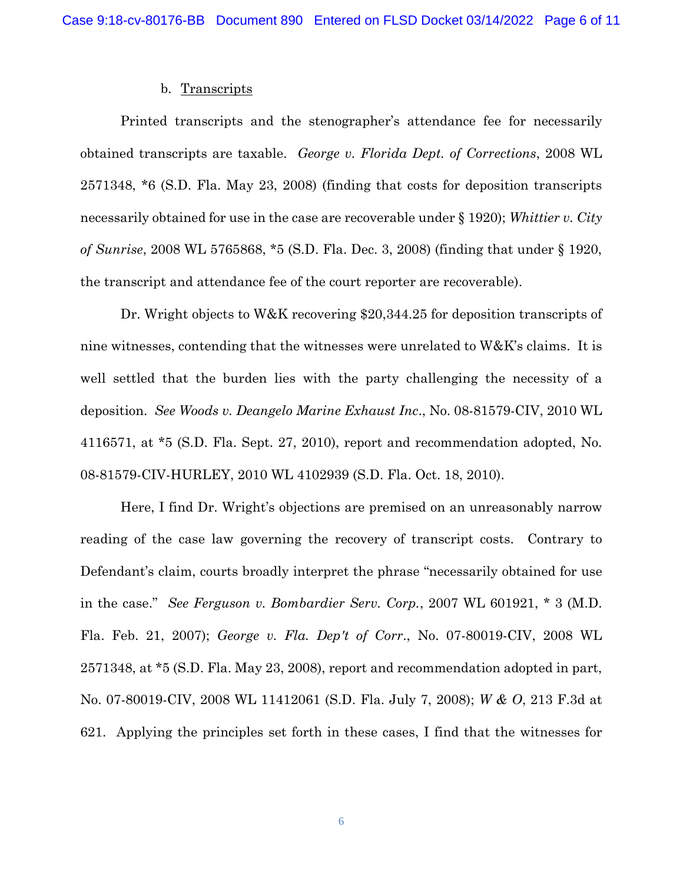b. Transcripts

Printed transcripts and the stenographer's attendance fee for necessarily obtained transcripts are taxable. *George v. Florida Dept. of Corrections*, 2008 WL 2571348, *6 (S.D. Fla. May 23, 2008) (finding that costs for deposition transcripts necessarily obtained for use in the case are recoverable under § 1920); *Whittier v. City of Sunrise*, 2008 WL 5765868, *5 (S.D. Fla. Dec. 3, 2008) (finding that under § 1920, the transcript and attendance fee of the court reporter are recoverable).

Dr. Wright objects to W&K recovering $20,344.25 for deposition transcripts of nine witnesses, contending that the witnesses were unrelated to W&K's claims. It is well settled that the burden lies with the party challenging the necessity of a deposition. *See Woods v. Deangelo Marine Exhaust Inc*., No. 08-81579-CIV, 2010 WL 4116571, at *5 (S.D. Fla. Sept. 27, 2010), report and recommendation adopted, No. 08-81579-CIV-HURLEY, 2010 WL 4102939 (S.D. Fla. Oct. 18, 2010).

Here, I find Dr. Wright's objections are premised on an unreasonably narrow reading of the case law governing the recovery of transcript costs. Contrary to Defendant's claim, courts broadly interpret the phrase "necessarily obtained for use in the case." *See Ferguson v. Bombardier Serv. Corp.*, 2007 WL 601921, * 3 (M.D. Fla. Feb. 21, 2007); *George v. Fla. Dep't of Corr*., No. 07-80019-CIV, 2008 WL 2571348, at *5 (S.D. Fla. May 23, 2008), report and recommendation adopted in part, No. 07-80019-CIV, 2008 WL 11412061 (S.D. Fla. July 7, 2008); *W & O*, 213 F.3d at 621. Applying the principles set forth in these cases, I find that the witnesses for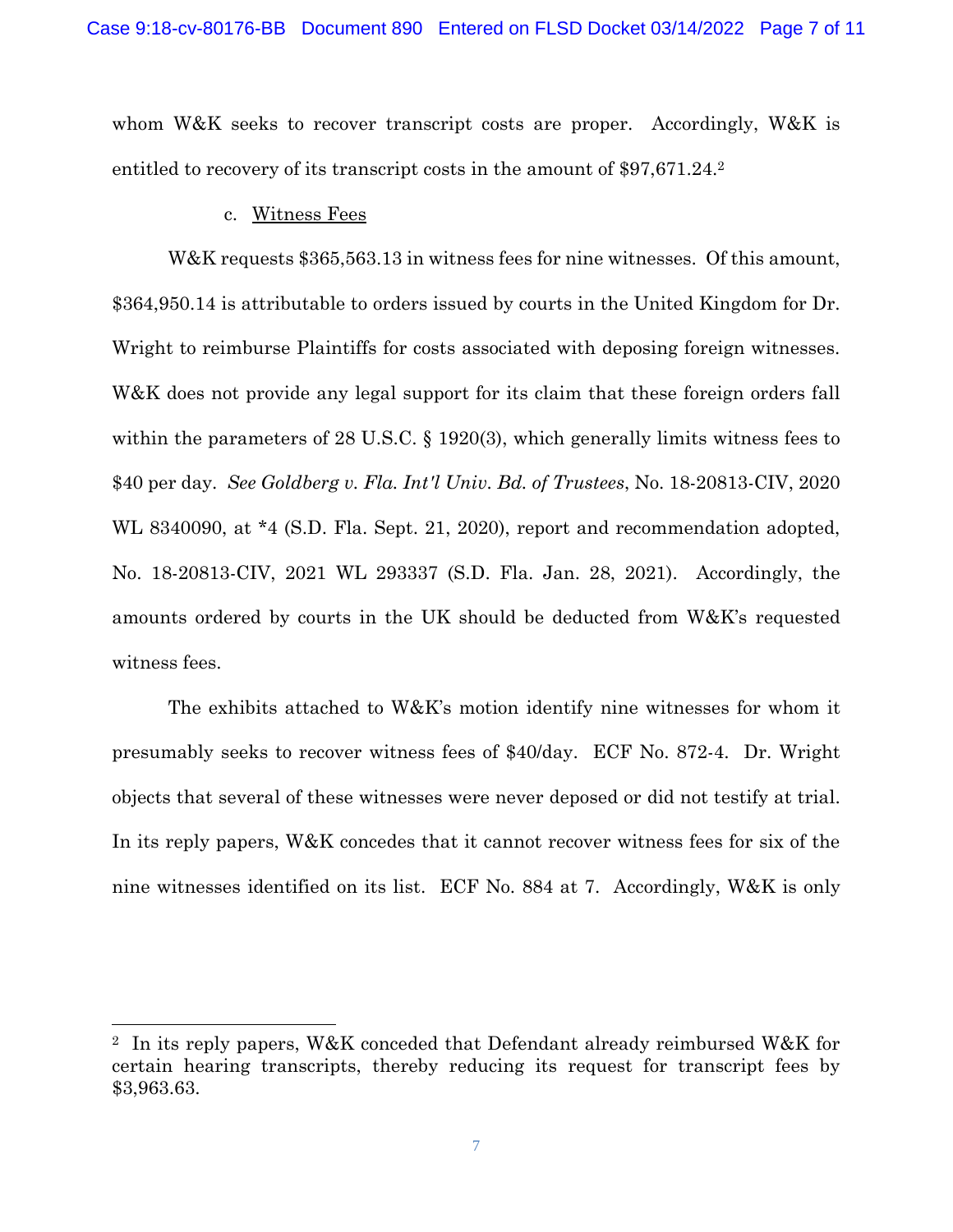whom W&K seeks to recover transcript costs are proper. Accordingly, W&K is entitled to recovery of its transcript costs in the amount of $97,671.24.[2]

c. Witness Fees

W&K requests $365,563.13 in witness fees for nine witnesses. Of this amount, $364,950.14 is attributable to orders issued by courts in the United Kingdom for Dr. Wright to reimburse Plaintiffs for costs associated with deposing foreign witnesses. W&K does not provide any legal support for its claim that these foreign orders fall within the parameters of 28 U.S.C. § 1920(3), which generally limits witness fees to $40 per day. *See Goldberg v. Fla. Int'l Univ. Bd. of Trustees*, No. 18-20813-CIV, 2020 WL 8340090, at *4 (S.D. Fla. Sept. 21, 2020), report and recommendation adopted, No. 18-20813-CIV, 2021 WL 293337 (S.D. Fla. Jan. 28, 2021). Accordingly, the amounts ordered by courts in the UK should be deducted from W&K's requested witness fees.

The exhibits attached to W&K's motion identify nine witnesses for whom it presumably seeks to recover witness fees of $40/day. ECF No. 872-4. Dr. Wright objects that several of these witnesses were never deposed or did not testify at trial. In its reply papers, W&K concedes that it cannot recover witness fees for six of the nine witnesses identified on its list. ECF No. 884 at 7. Accordingly, W&K is only

---

[2] In its reply papers, W&K conceded that Defendant already reimbursed W&K for certain hearing transcripts, thereby reducing its request for transcript fees by $3,963.63.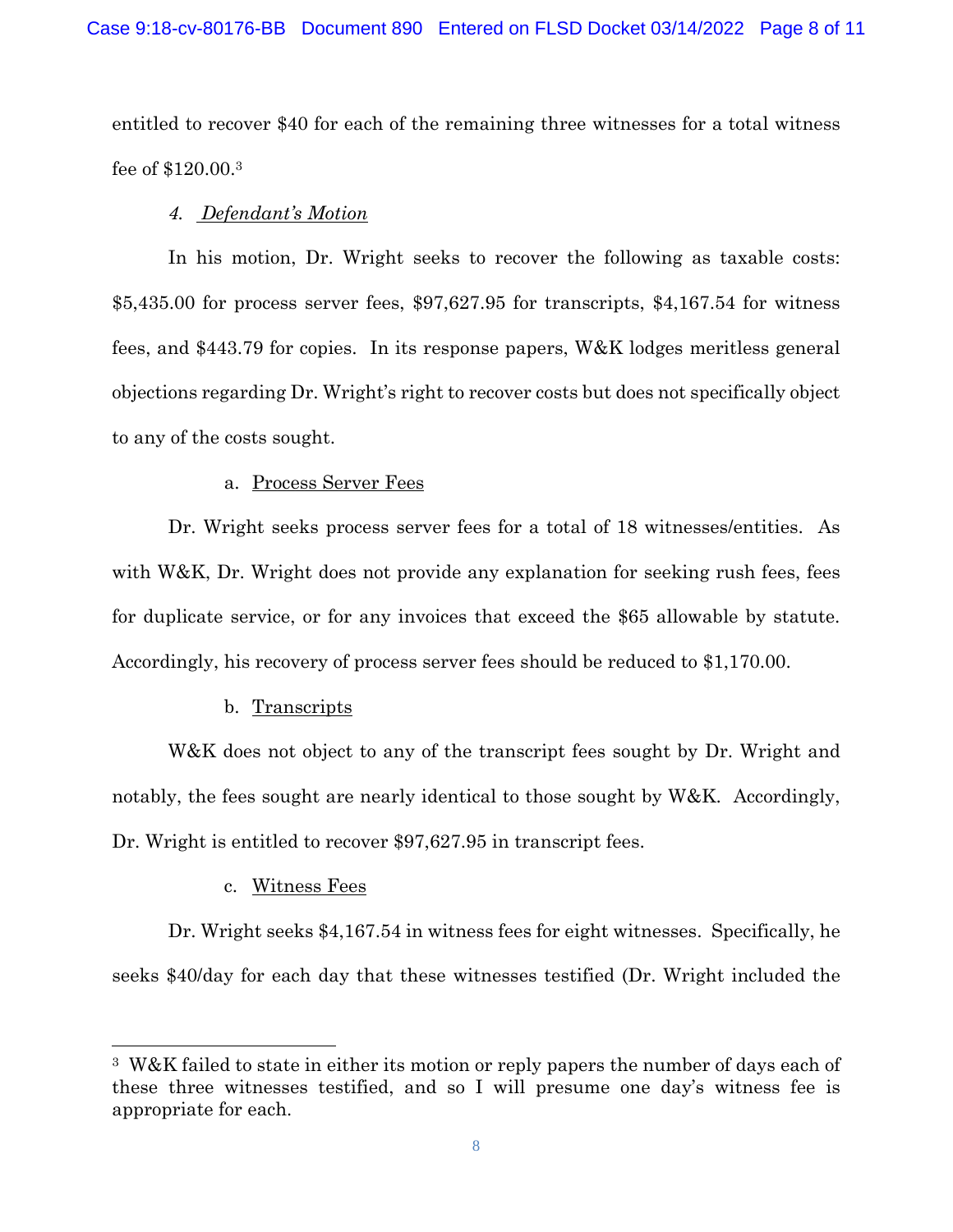entitled to recover $40 for each of the remaining three witnesses for a total witness fee of $120.00.[3]

*4. Defendant's Motion*

In his motion, Dr. Wright seeks to recover the following as taxable costs: $5,435.00 for process server fees, $97,627.95 for transcripts, $4,167.54 for witness fees, and $443.79 for copies. In its response papers, W&K lodges meritless general objections regarding Dr. Wright's right to recover costs but does not specifically object to any of the costs sought.

a. Process Server Fees

Dr. Wright seeks process server fees for a total of 18 witnesses/entities. As with W&K, Dr. Wright does not provide any explanation for seeking rush fees, fees for duplicate service, or for any invoices that exceed the $65 allowable by statute. Accordingly, his recovery of process server fees should be reduced to $1,170.00.

b. Transcripts

W&K does not object to any of the transcript fees sought by Dr. Wright and notably, the fees sought are nearly identical to those sought by W&K. Accordingly, Dr. Wright is entitled to recover $97,627.95 in transcript fees.

c. Witness Fees

Dr. Wright seeks $4,167.54 in witness fees for eight witnesses. Specifically, he seeks $40/day for each day that these witnesses testified (Dr. Wright included the

---

[3] W&K failed to state in either its motion or reply papers the number of days each of these three witnesses testified, and so I will presume one day's witness fee is appropriate for each.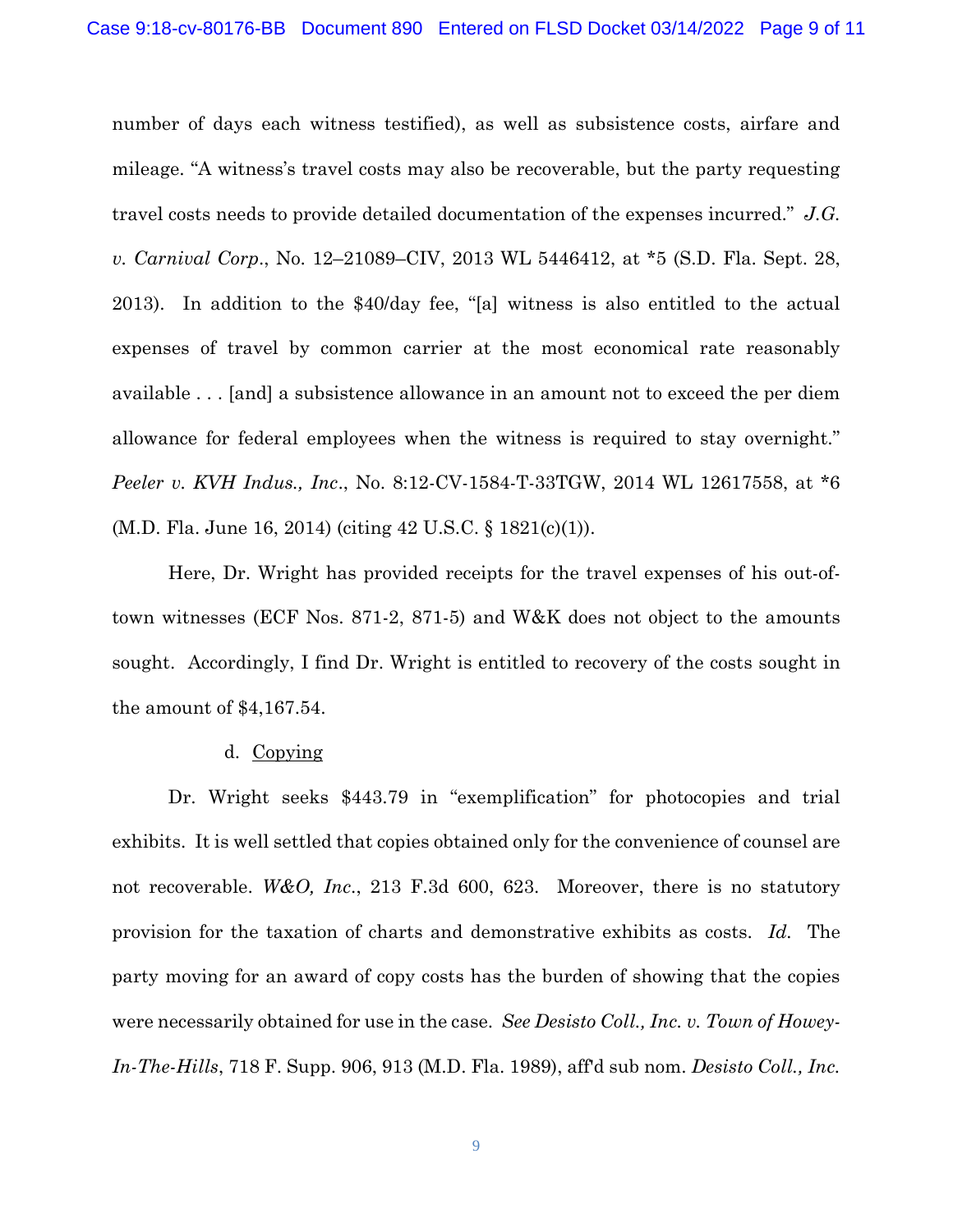number of days each witness testified), as well as subsistence costs, airfare and mileage. "A witness's travel costs may also be recoverable, but the party requesting travel costs needs to provide detailed documentation of the expenses incurred." *J.G. v. Carnival Corp*., No. 12–21089–CIV, 2013 WL 5446412, at *5 (S.D. Fla. Sept. 28, 2013). In addition to the $40/day fee, "[a] witness is also entitled to the actual expenses of travel by common carrier at the most economical rate reasonably available . . . [and] a subsistence allowance in an amount not to exceed the per diem allowance for federal employees when the witness is required to stay overnight." *Peeler v. KVH Indus., Inc*., No. 8:12-CV-1584-T-33TGW, 2014 WL 12617558, at *6 (M.D. Fla. June 16, 2014) (citing 42 U.S.C. § 1821(c)(1)).

Here, Dr. Wright has provided receipts for the travel expenses of his out-of-town witnesses (ECF Nos. 871-2, 871-5) and W&K does not object to the amounts sought. Accordingly, I find Dr. Wright is entitled to recovery of the costs sought in the amount of $4,167.54.

d. Copying

Dr. Wright seeks $443.79 in "exemplification" for photocopies and trial exhibits. It is well settled that copies obtained only for the convenience of counsel are not recoverable. *W&O, Inc*., 213 F.3d 600, 623. Moreover, there is no statutory provision for the taxation of charts and demonstrative exhibits as costs. *Id.* The party moving for an award of copy costs has the burden of showing that the copies were necessarily obtained for use in the case. *See Desisto Coll., Inc. v. Town of Howey-In-The-Hills*, 718 F. Supp. 906, 913 (M.D. Fla. 1989), aff'd sub nom. *Desisto Coll., Inc.*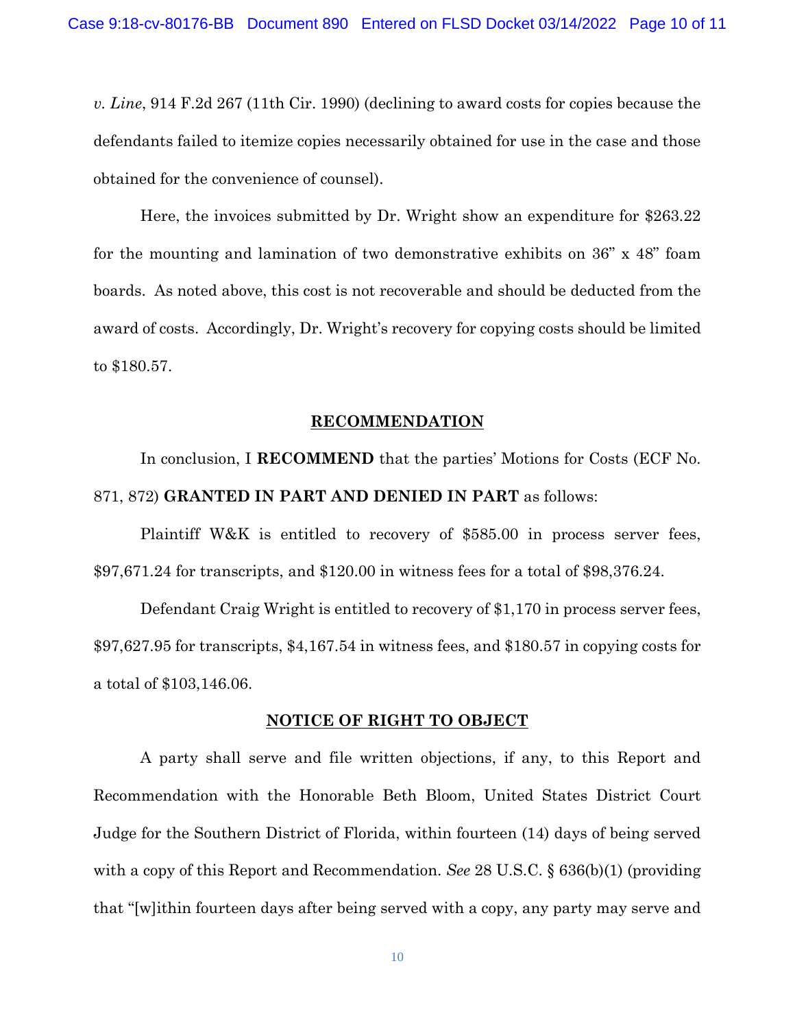*v. Line*, 914 F.2d 267 (11th Cir. 1990) (declining to award costs for copies because the defendants failed to itemize copies necessarily obtained for use in the case and those obtained for the convenience of counsel).

Here, the invoices submitted by Dr. Wright show an expenditure for $263.22 for the mounting and lamination of two demonstrative exhibits on 36" x 48" foam boards. As noted above, this cost is not recoverable and should be deducted from the award of costs. Accordingly, Dr. Wright's recovery for copying costs should be limited to $180.57.

## RECOMMENDATION

In conclusion, I **RECOMMEND** that the parties' Motions for Costs (ECF No. 871, 872) **GRANTED IN PART AND DENIED IN PART** as follows:

Plaintiff W&K is entitled to recovery of $585.00 in process server fees, $97,671.24 for transcripts, and $120.00 in witness fees for a total of $98,376.24.

Defendant Craig Wright is entitled to recovery of $1,170 in process server fees, $97,627.95 for transcripts, $4,167.54 in witness fees, and $180.57 in copying costs for a total of $103,146.06.

## NOTICE OF RIGHT TO OBJECT

A party shall serve and file written objections, if any, to this Report and Recommendation with the Honorable Beth Bloom, United States District Court Judge for the Southern District of Florida, within fourteen (14) days of being served with a copy of this Report and Recommendation. *See* 28 U.S.C. § 636(b)(1) (providing that "[w]ithin fourteen days after being served with a copy, any party may serve and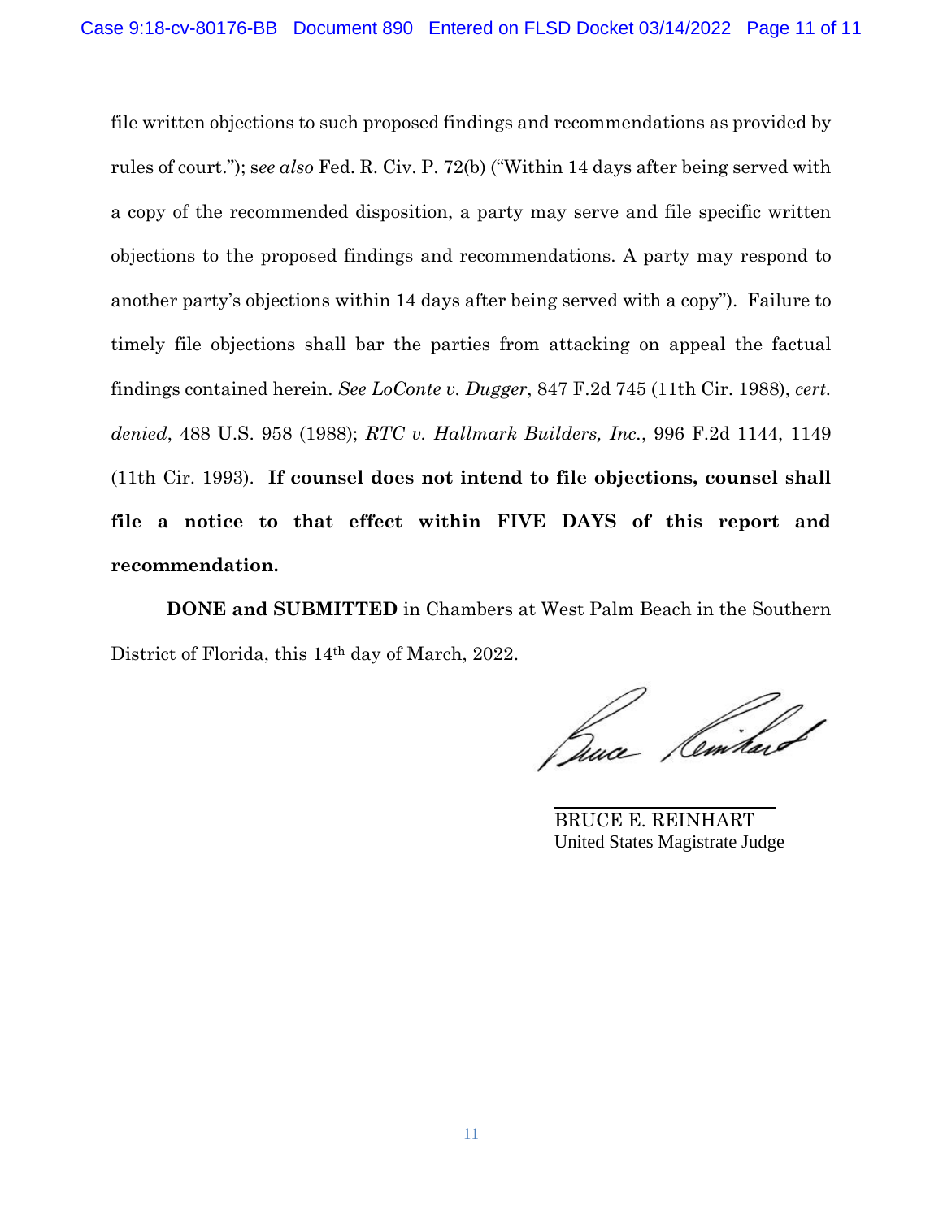file written objections to such proposed findings and recommendations as provided by rules of court."); s*ee also* Fed. R. Civ. P. 72(b) ("Within 14 days after being served with a copy of the recommended disposition, a party may serve and file specific written objections to the proposed findings and recommendations. A party may respond to another party's objections within 14 days after being served with a copy"). Failure to timely file objections shall bar the parties from attacking on appeal the factual findings contained herein. *See LoConte v. Dugger*, 847 F.2d 745 (11th Cir. 1988), *cert. denied*, 488 U.S. 958 (1988); *RTC v. Hallmark Builders, Inc.*, 996 F.2d 1144, 1149 (11th Cir. 1993). **If counsel does not intend to file objections, counsel shall file a notice to that effect within FIVE DAYS of this report and recommendation.**

**DONE and SUBMITTED** in Chambers at West Palm Beach in the Southern District of Florida, this 14th day of March, 2022.

BRUCE E. REINHART
United States Magistrate Judge